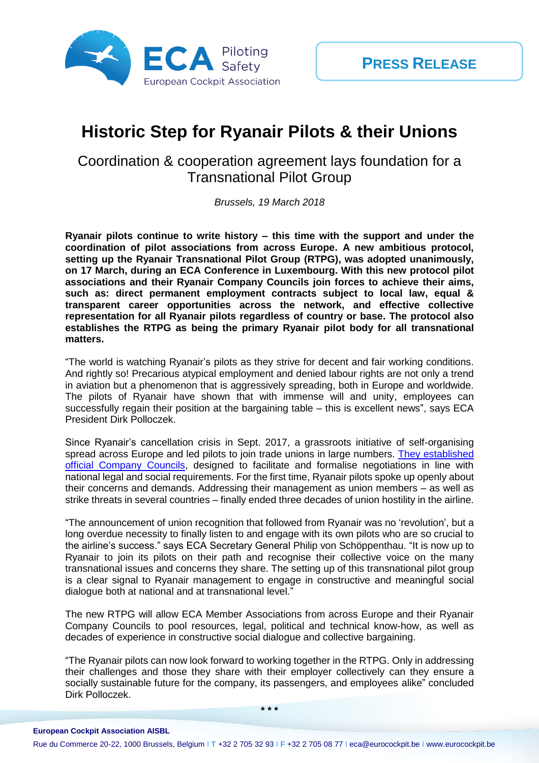**PRESS RELEASE**

# Historic Step for Ryanair Pilots & their Unions

## Coordination & cooperation agreement lays foundation for a Transnational Pilot Group

*Brussels, 19 March 2018*

**Ryanair pilots continue to write history – this time with the support and under the coordination of pilot associations from across Europe. A new ambitious protocol, setting up the Ryanair Transnational Pilot Group (RTPG), was adopted unanimously, on 17 March, during an ECA Conference in Luxembourg. With this new protocol pilot associations and their Ryanair Company Councils join forces to achieve their aims, such as: direct permanent employment contracts subject to local law, equal & transparent career opportunities across the network, and effective collective representation for all Ryanair pilots regardless of country or base. The protocol also establishes the RTPG as being the primary Ryanair pilot body for all transnational matters.**

"The world is watching Ryanair's pilots as they strive for decent and fair working conditions. And rightly so! Precarious atypical employment and denied labour rights are not only a trend in aviation but a phenomenon that is aggressively spreading, both in Europe and worldwide. The pilots of Ryanair have shown that with immense will and unity, employees can successfully regain their position at the bargaining table – this is excellent news", says ECA President Dirk Polloczek.

Since Ryanair's cancellation crisis in Sept. 2017, a grassroots initiative of self-organising spread across Europe and led pilots to join trade unions in large numbers. They established official Company Councils, designed to facilitate and formalise negotiations in line with national legal and social requirements. For the first time, Ryanair pilots spoke up openly about their concerns and demands. Addressing their management as union members – as well as strike threats in several countries – finally ended three decades of union hostility in the airline.

"The announcement of union recognition that followed from Ryanair was no 'revolution', but a long overdue necessity to finally listen to and engage with its own pilots who are so crucial to the airline's success." says ECA Secretary General Philip von Schöppenthau. "It is now up to Ryanair to join its pilots on their path and recognise their collective voice on the many transnational issues and concerns they share. The setting up of this transnational pilot group is a clear signal to Ryanair management to engage in constructive and meaningful social dialogue both at national and at transnational level."

The new RTPG will allow ECA Member Associations from across Europe and their Ryanair Company Councils to pool resources, legal, political and technical know-how, as well as decades of experience in constructive social dialogue and collective bargaining.

"The Ryanair pilots can now look forward to working together in the RTPG. Only in addressing their challenges and those they share with their employer collectively can they ensure a socially sustainable future for the company, its passengers, and employees alike" concluded Dirk Polloczek.

\* \* \*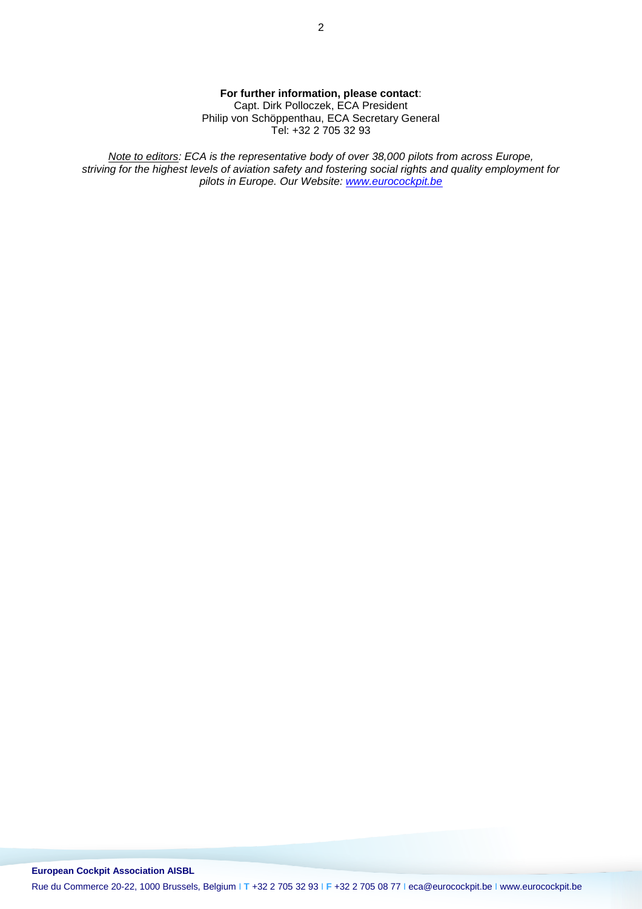**For further information, please contact**:
Capt. Dirk Polloczek, ECA President
Philip von Schöppenthau, ECA Secretary General
Tel: +32 2 705 32 93

*Note to editors: ECA is the representative body of over 38,000 pilots from across Europe, striving for the highest levels of aviation safety and fostering social rights and quality employment for pilots in Europe. Our Website: www.eurocockpit.be*

**European Cockpit Association AISBL**

Rue du Commerce 20-22, 1000 Brussels, Belgium | T +32 2 705 32 93 | F +32 2 705 08 77 | eca@eurocockpit.be | www.eurocockpit.be